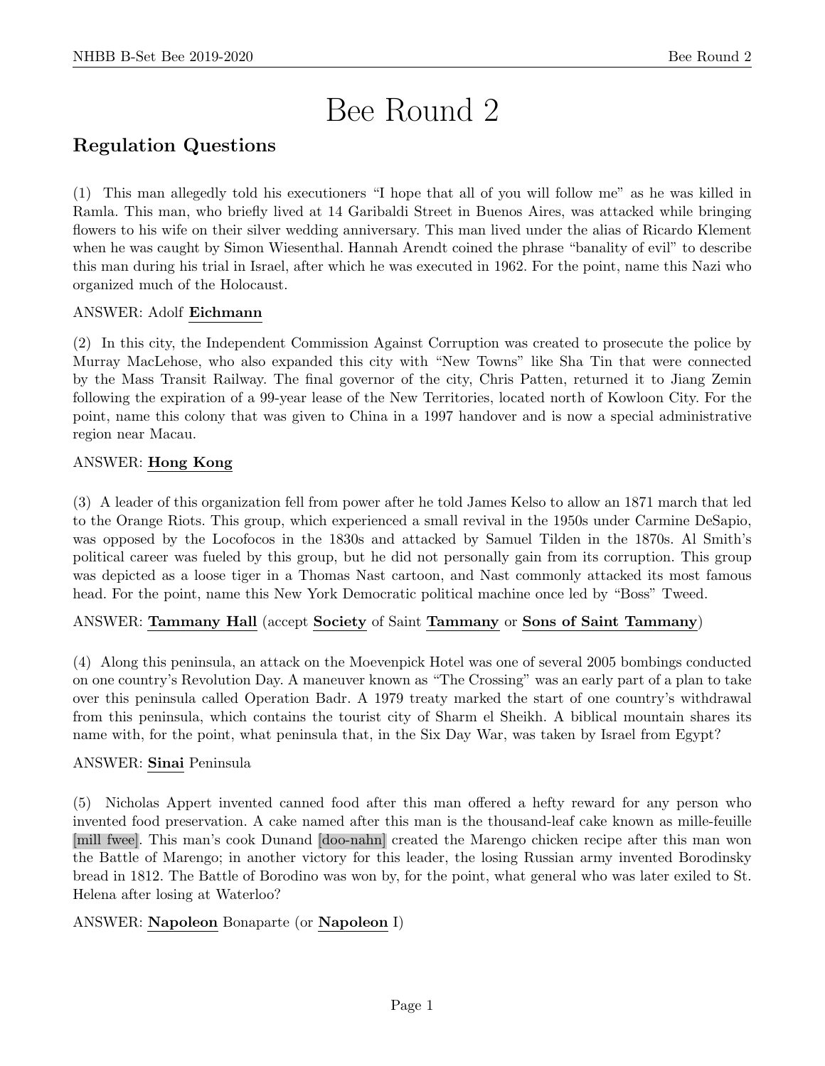# Bee Round 2

## Regulation Questions

(1) This man allegedly told his executioners "I hope that all of you will follow me" as he was killed in Ramla. This man, who briefly lived at 14 Garibaldi Street in Buenos Aires, was attacked while bringing flowers to his wife on their silver wedding anniversary. This man lived under the alias of Ricardo Klement when he was caught by Simon Wiesenthal. Hannah Arendt coined the phrase "banality of evil" to describe this man during his trial in Israel, after which he was executed in 1962. For the point, name this Nazi who organized much of the Holocaust.

ANSWER: Adolf **Eichmann**

(2) In this city, the Independent Commission Against Corruption was created to prosecute the police by Murray MacLehose, who also expanded this city with "New Towns" like Sha Tin that were connected by the Mass Transit Railway. The final governor of the city, Chris Patten, returned it to Jiang Zemin following the expiration of a 99-year lease of the New Territories, located north of Kowloon City. For the point, name this colony that was given to China in a 1997 handover and is now a special administrative region near Macau.

ANSWER: **Hong Kong**

(3) A leader of this organization fell from power after he told James Kelso to allow an 1871 march that led to the Orange Riots. This group, which experienced a small revival in the 1950s under Carmine DeSapio, was opposed by the Locofocos in the 1830s and attacked by Samuel Tilden in the 1870s. Al Smith's political career was fueled by this group, but he did not personally gain from its corruption. This group was depicted as a loose tiger in a Thomas Nast cartoon, and Nast commonly attacked its most famous head. For the point, name this New York Democratic political machine once led by "Boss" Tweed.

ANSWER: **Tammany Hall** (accept **Society** of Saint **Tammany** or **Sons of Saint Tammany**)

(4) Along this peninsula, an attack on the Moevenpick Hotel was one of several 2005 bombings conducted on one country's Revolution Day. A maneuver known as "The Crossing" was an early part of a plan to take over this peninsula called Operation Badr. A 1979 treaty marked the start of one country's withdrawal from this peninsula, which contains the tourist city of Sharm el Sheikh. A biblical mountain shares its name with, for the point, what peninsula that, in the Six Day War, was taken by Israel from Egypt?

ANSWER: **Sinai** Peninsula

(5) Nicholas Appert invented canned food after this man offered a hefty reward for any person who invented food preservation. A cake named after this man is the thousand-leaf cake known as mille-feuille [mill fwee]. This man's cook Dunand [doo-nahn] created the Marengo chicken recipe after this man won the Battle of Marengo; in another victory for this leader, the losing Russian army invented Borodinsky bread in 1812. The Battle of Borodino was won by, for the point, what general who was later exiled to St. Helena after losing at Waterloo?

ANSWER: **Napoleon** Bonaparte (or **Napoleon** I)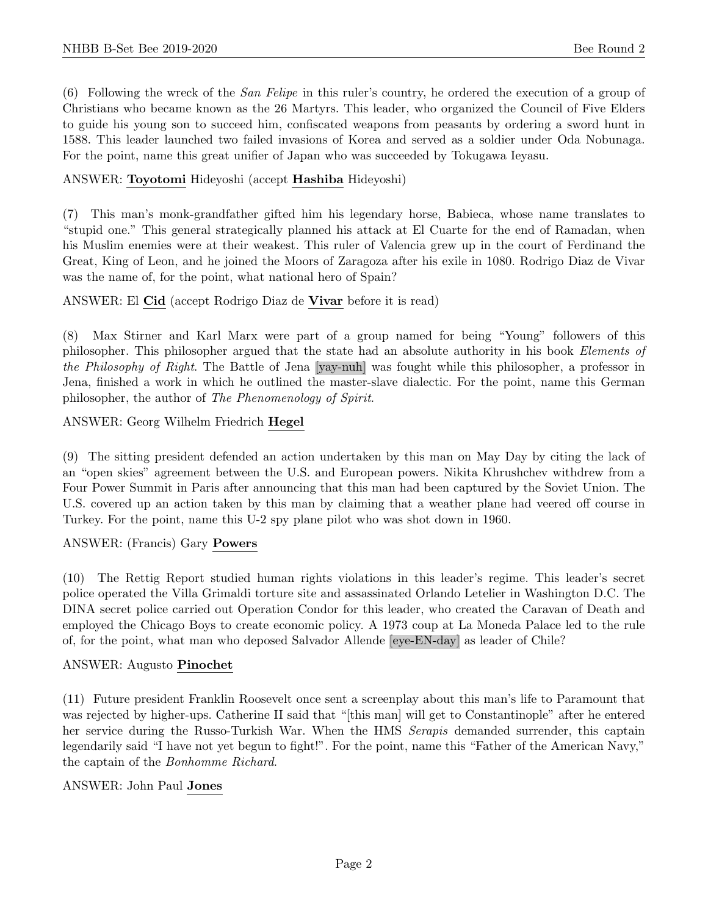(6) Following the wreck of the *San Felipe* in this ruler's country, he ordered the execution of a group of Christians who became known as the 26 Martyrs. This leader, who organized the Council of Five Elders to guide his young son to succeed him, confiscated weapons from peasants by ordering a sword hunt in 1588. This leader launched two failed invasions of Korea and served as a soldier under Oda Nobunaga. For the point, name this great unifier of Japan who was succeeded by Tokugawa Ieyasu.

ANSWER: **Toyotomi** Hideyoshi (accept **Hashiba** Hideyoshi)

(7) This man's monk-grandfather gifted him his legendary horse, Babieca, whose name translates to "stupid one." This general strategically planned his attack at El Cuarte for the end of Ramadan, when his Muslim enemies were at their weakest. This ruler of Valencia grew up in the court of Ferdinand the Great, King of Leon, and he joined the Moors of Zaragoza after his exile in 1080. Rodrigo Diaz de Vivar was the name of, for the point, what national hero of Spain?

ANSWER: El **Cid** (accept Rodrigo Diaz de **Vivar** before it is read)

(8) Max Stirner and Karl Marx were part of a group named for being "Young" followers of this philosopher. This philosopher argued that the state had an absolute authority in his book *Elements of the Philosophy of Right*. The Battle of Jena [yay-nuh] was fought while this philosopher, a professor in Jena, finished a work in which he outlined the master-slave dialectic. For the point, name this German philosopher, the author of *The Phenomenology of Spirit*.

ANSWER: Georg Wilhelm Friedrich **Hegel**

(9) The sitting president defended an action undertaken by this man on May Day by citing the lack of an "open skies" agreement between the U.S. and European powers. Nikita Khrushchev withdrew from a Four Power Summit in Paris after announcing that this man had been captured by the Soviet Union. The U.S. covered up an action taken by this man by claiming that a weather plane had veered off course in Turkey. For the point, name this U-2 spy plane pilot who was shot down in 1960.

ANSWER: (Francis) Gary **Powers**

(10) The Rettig Report studied human rights violations in this leader's regime. This leader's secret police operated the Villa Grimaldi torture site and assassinated Orlando Letelier in Washington D.C. The DINA secret police carried out Operation Condor for this leader, who created the Caravan of Death and employed the Chicago Boys to create economic policy. A 1973 coup at La Moneda Palace led to the rule of, for the point, what man who deposed Salvador Allende [eye-EN-day] as leader of Chile?

ANSWER: Augusto **Pinochet**

(11) Future president Franklin Roosevelt once sent a screenplay about this man's life to Paramount that was rejected by higher-ups. Catherine II said that "[this man] will get to Constantinople" after he entered her service during the Russo-Turkish War. When the HMS *Serapis* demanded surrender, this captain legendarily said "I have not yet begun to fight!". For the point, name this "Father of the American Navy," the captain of the *Bonhomme Richard*.

ANSWER: John Paul **Jones**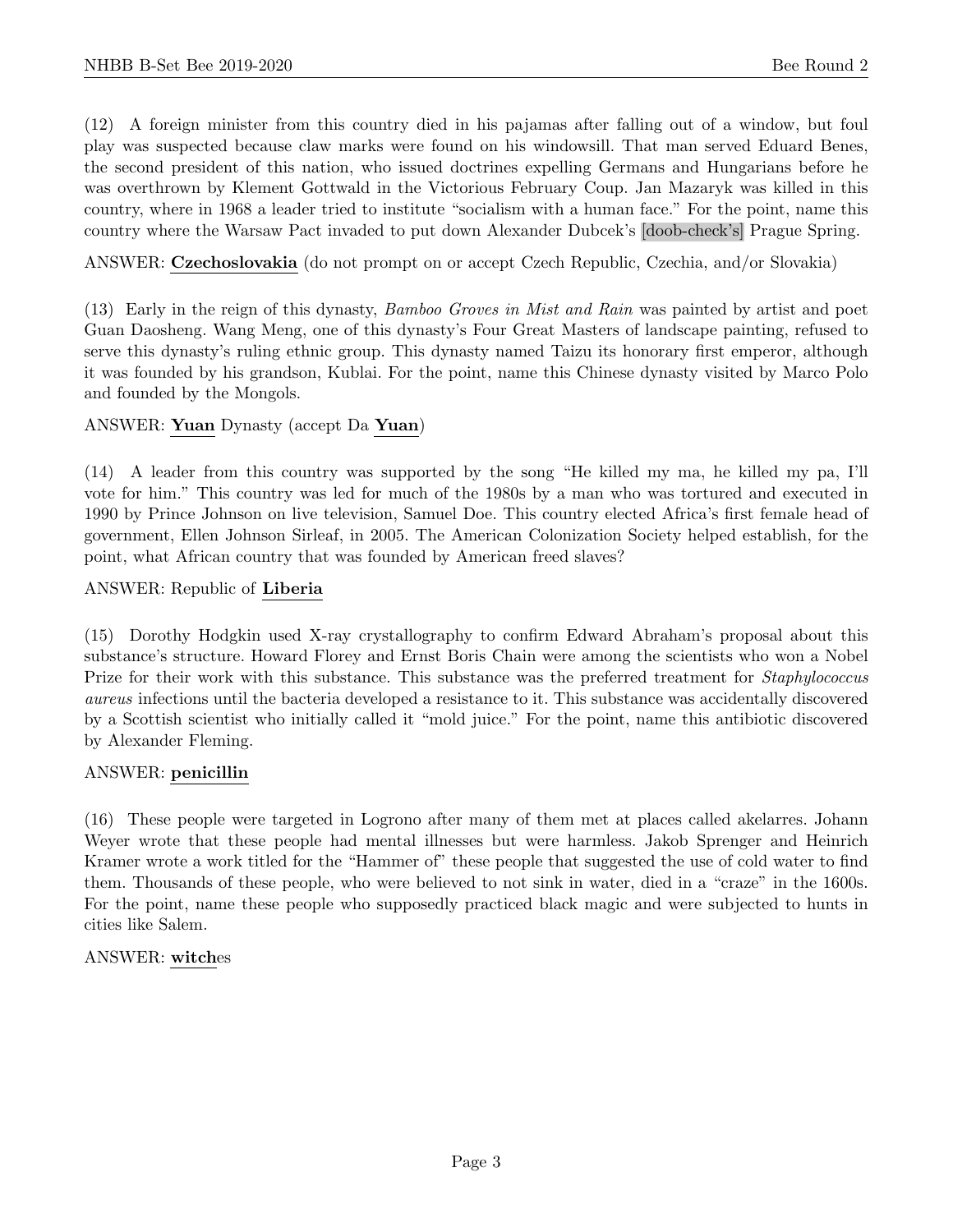(12) A foreign minister from this country died in his pajamas after falling out of a window, but foul play was suspected because claw marks were found on his windowsill. That man served Eduard Benes, the second president of this nation, who issued doctrines expelling Germans and Hungarians before he was overthrown by Klement Gottwald in the Victorious February Coup. Jan Mazaryk was killed in this country, where in 1968 a leader tried to institute "socialism with a human face." For the point, name this country where the Warsaw Pact invaded to put down Alexander Dubcek's [doob-check's] Prague Spring.

ANSWER: **Czechoslovakia** (do not prompt on or accept Czech Republic, Czechia, and/or Slovakia)

(13) Early in the reign of this dynasty, *Bamboo Groves in Mist and Rain* was painted by artist and poet Guan Daosheng. Wang Meng, one of this dynasty's Four Great Masters of landscape painting, refused to serve this dynasty's ruling ethnic group. This dynasty named Taizu its honorary first emperor, although it was founded by his grandson, Kublai. For the point, name this Chinese dynasty visited by Marco Polo and founded by the Mongols.

ANSWER: **Yuan** Dynasty (accept Da **Yuan**)

(14) A leader from this country was supported by the song "He killed my ma, he killed my pa, I'll vote for him." This country was led for much of the 1980s by a man who was tortured and executed in 1990 by Prince Johnson on live television, Samuel Doe. This country elected Africa's first female head of government, Ellen Johnson Sirleaf, in 2005. The American Colonization Society helped establish, for the point, what African country that was founded by American freed slaves?

ANSWER: Republic of **Liberia**

(15) Dorothy Hodgkin used X-ray crystallography to confirm Edward Abraham's proposal about this substance's structure. Howard Florey and Ernst Boris Chain were among the scientists who won a Nobel Prize for their work with this substance. This substance was the preferred treatment for *Staphylococcus aureus* infections until the bacteria developed a resistance to it. This substance was accidentally discovered by a Scottish scientist who initially called it "mold juice." For the point, name this antibiotic discovered by Alexander Fleming.

ANSWER: **penicillin**

(16) These people were targeted in Logrono after many of them met at places called akelarres. Johann Weyer wrote that these people had mental illnesses but were harmless. Jakob Sprenger and Heinrich Kramer wrote a work titled for the "Hammer of" these people that suggested the use of cold water to find them. Thousands of these people, who were believed to not sink in water, died in a "craze" in the 1600s. For the point, name these people who supposedly practiced black magic and were subjected to hunts in cities like Salem.

ANSWER: **witch**es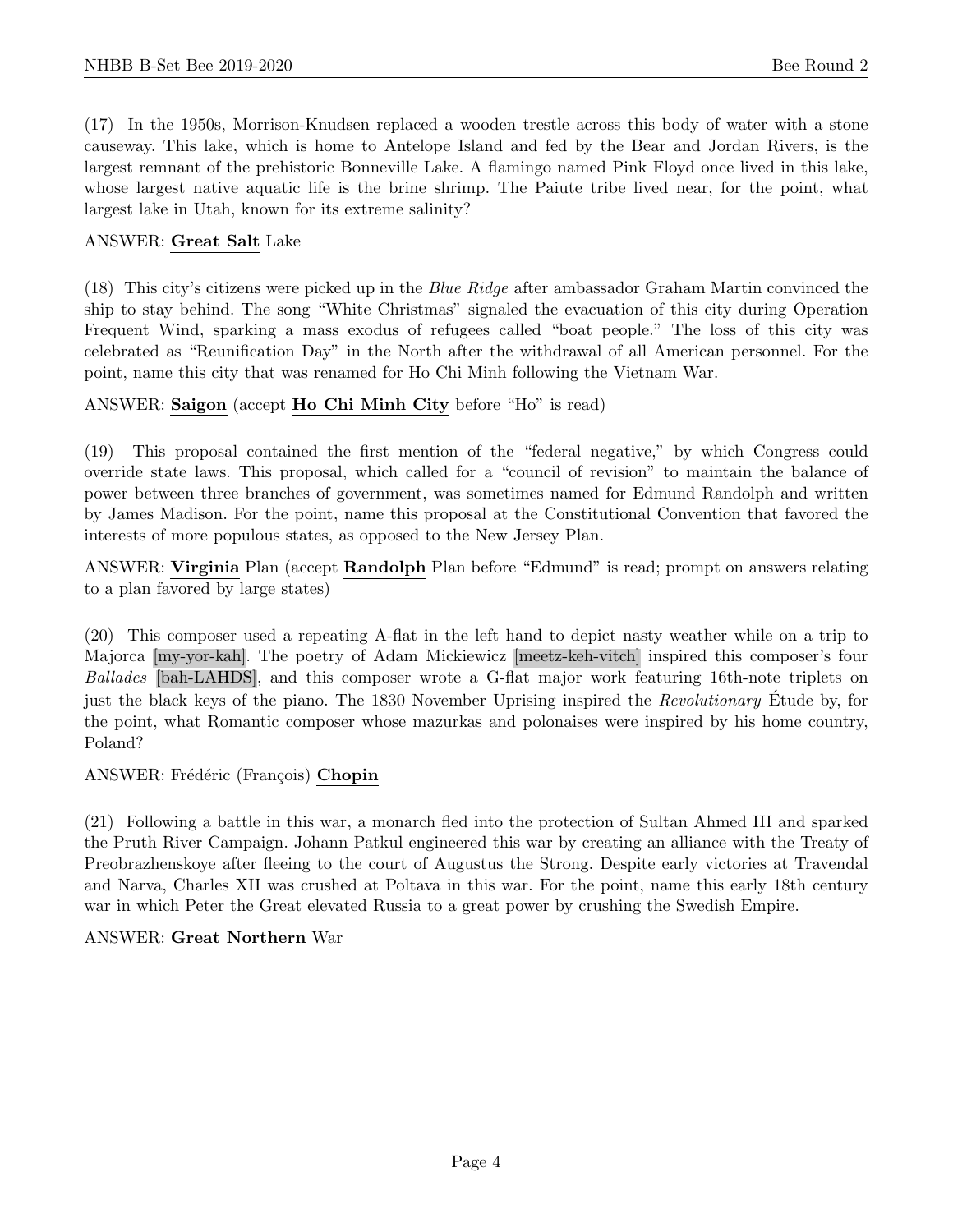(17) In the 1950s, Morrison-Knudsen replaced a wooden trestle across this body of water with a stone causeway. This lake, which is home to Antelope Island and fed by the Bear and Jordan Rivers, is the largest remnant of the prehistoric Bonneville Lake. A flamingo named Pink Floyd once lived in this lake, whose largest native aquatic life is the brine shrimp. The Paiute tribe lived near, for the point, what largest lake in Utah, known for its extreme salinity?

ANSWER: **Great Salt** Lake

(18) This city's citizens were picked up in the *Blue Ridge* after ambassador Graham Martin convinced the ship to stay behind. The song "White Christmas" signaled the evacuation of this city during Operation Frequent Wind, sparking a mass exodus of refugees called "boat people." The loss of this city was celebrated as "Reunification Day" in the North after the withdrawal of all American personnel. For the point, name this city that was renamed for Ho Chi Minh following the Vietnam War.

ANSWER: **Saigon** (accept **Ho Chi Minh City** before "Ho" is read)

(19) This proposal contained the first mention of the "federal negative," by which Congress could override state laws. This proposal, which called for a "council of revision" to maintain the balance of power between three branches of government, was sometimes named for Edmund Randolph and written by James Madison. For the point, name this proposal at the Constitutional Convention that favored the interests of more populous states, as opposed to the New Jersey Plan.

ANSWER: **Virginia** Plan (accept **Randolph** Plan before "Edmund" is read; prompt on answers relating to a plan favored by large states)

(20) This composer used a repeating A-flat in the left hand to depict nasty weather while on a trip to Majorca [my-yor-kah]. The poetry of Adam Mickiewicz [meetz-keh-vitch] inspired this composer's four *Ballades* [bah-LAHDS], and this composer wrote a G-flat major work featuring 16th-note triplets on just the black keys of the piano. The 1830 November Uprising inspired the *Revolutionary* Étude by, for the point, what Romantic composer whose mazurkas and polonaises were inspired by his home country, Poland?

ANSWER: Frédéric (François) **Chopin**

(21) Following a battle in this war, a monarch fled into the protection of Sultan Ahmed III and sparked the Pruth River Campaign. Johann Patkul engineered this war by creating an alliance with the Treaty of Preobrazhenskoye after fleeing to the court of Augustus the Strong. Despite early victories at Travendal and Narva, Charles XII was crushed at Poltava in this war. For the point, name this early 18th century war in which Peter the Great elevated Russia to a great power by crushing the Swedish Empire.

ANSWER: **Great Northern** War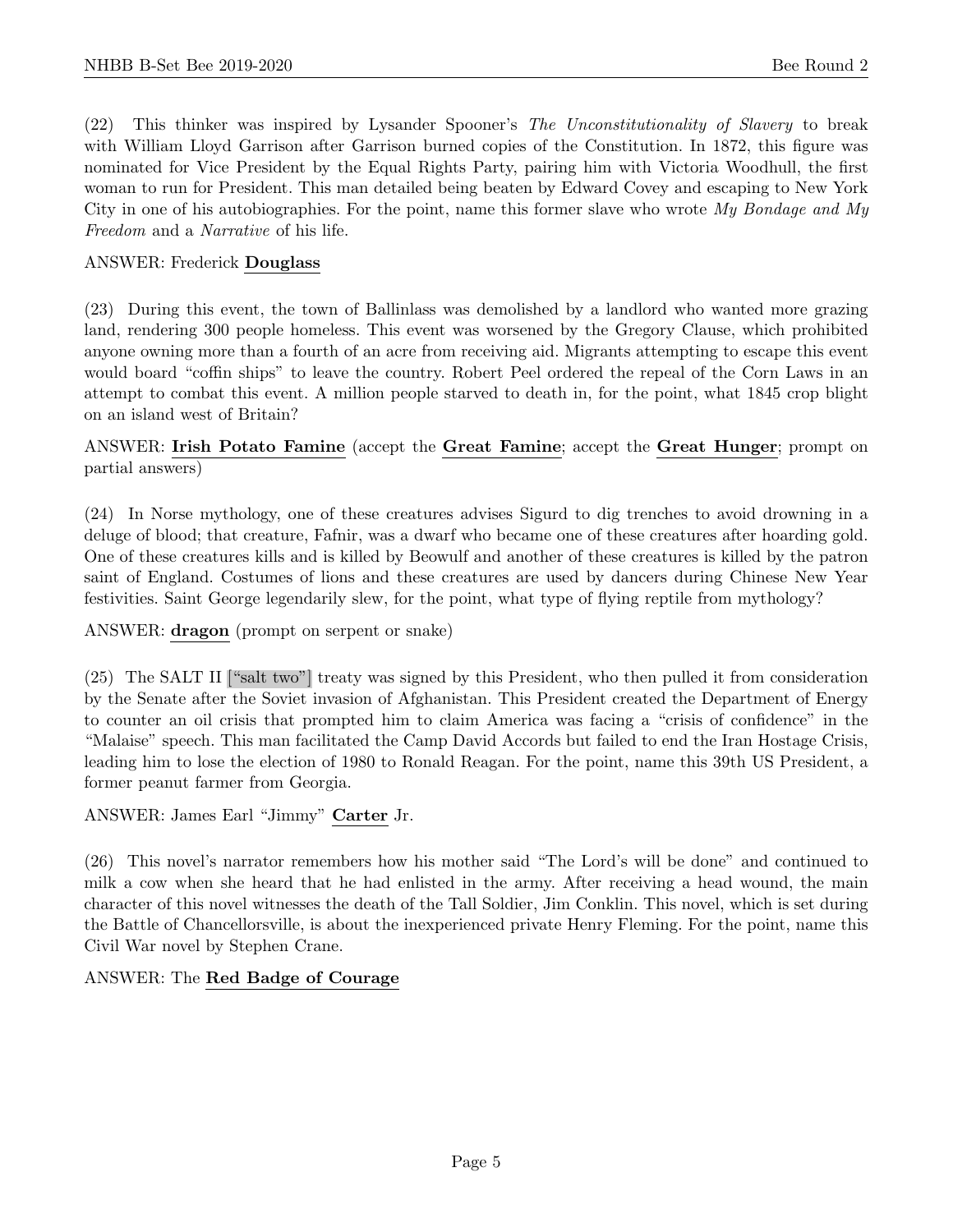(22) This thinker was inspired by Lysander Spooner's *The Unconstitutionality of Slavery* to break with William Lloyd Garrison after Garrison burned copies of the Constitution. In 1872, this figure was nominated for Vice President by the Equal Rights Party, pairing him with Victoria Woodhull, the first woman to run for President. This man detailed being beaten by Edward Covey and escaping to New York City in one of his autobiographies. For the point, name this former slave who wrote *My Bondage and My Freedom* and a *Narrative* of his life.

ANSWER: Frederick **Douglass**

(23) During this event, the town of Ballinlass was demolished by a landlord who wanted more grazing land, rendering 300 people homeless. This event was worsened by the Gregory Clause, which prohibited anyone owning more than a fourth of an acre from receiving aid. Migrants attempting to escape this event would board "coffin ships" to leave the country. Robert Peel ordered the repeal of the Corn Laws in an attempt to combat this event. A million people starved to death in, for the point, what 1845 crop blight on an island west of Britain?

ANSWER: **Irish Potato Famine** (accept the **Great Famine**; accept the **Great Hunger**; prompt on partial answers)

(24) In Norse mythology, one of these creatures advises Sigurd to dig trenches to avoid drowning in a deluge of blood; that creature, Fafnir, was a dwarf who became one of these creatures after hoarding gold. One of these creatures kills and is killed by Beowulf and another of these creatures is killed by the patron saint of England. Costumes of lions and these creatures are used by dancers during Chinese New Year festivities. Saint George legendarily slew, for the point, what type of flying reptile from mythology?

ANSWER: **dragon** (prompt on serpent or snake)

(25) The SALT II ["salt two"] treaty was signed by this President, who then pulled it from consideration by the Senate after the Soviet invasion of Afghanistan. This President created the Department of Energy to counter an oil crisis that prompted him to claim America was facing a "crisis of confidence" in the "Malaise" speech. This man facilitated the Camp David Accords but failed to end the Iran Hostage Crisis, leading him to lose the election of 1980 to Ronald Reagan. For the point, name this 39th US President, a former peanut farmer from Georgia.

ANSWER: James Earl "Jimmy" **Carter** Jr.

(26) This novel's narrator remembers how his mother said "The Lord's will be done" and continued to milk a cow when she heard that he had enlisted in the army. After receiving a head wound, the main character of this novel witnesses the death of the Tall Soldier, Jim Conklin. This novel, which is set during the Battle of Chancellorsville, is about the inexperienced private Henry Fleming. For the point, name this Civil War novel by Stephen Crane.

ANSWER: The **Red Badge of Courage**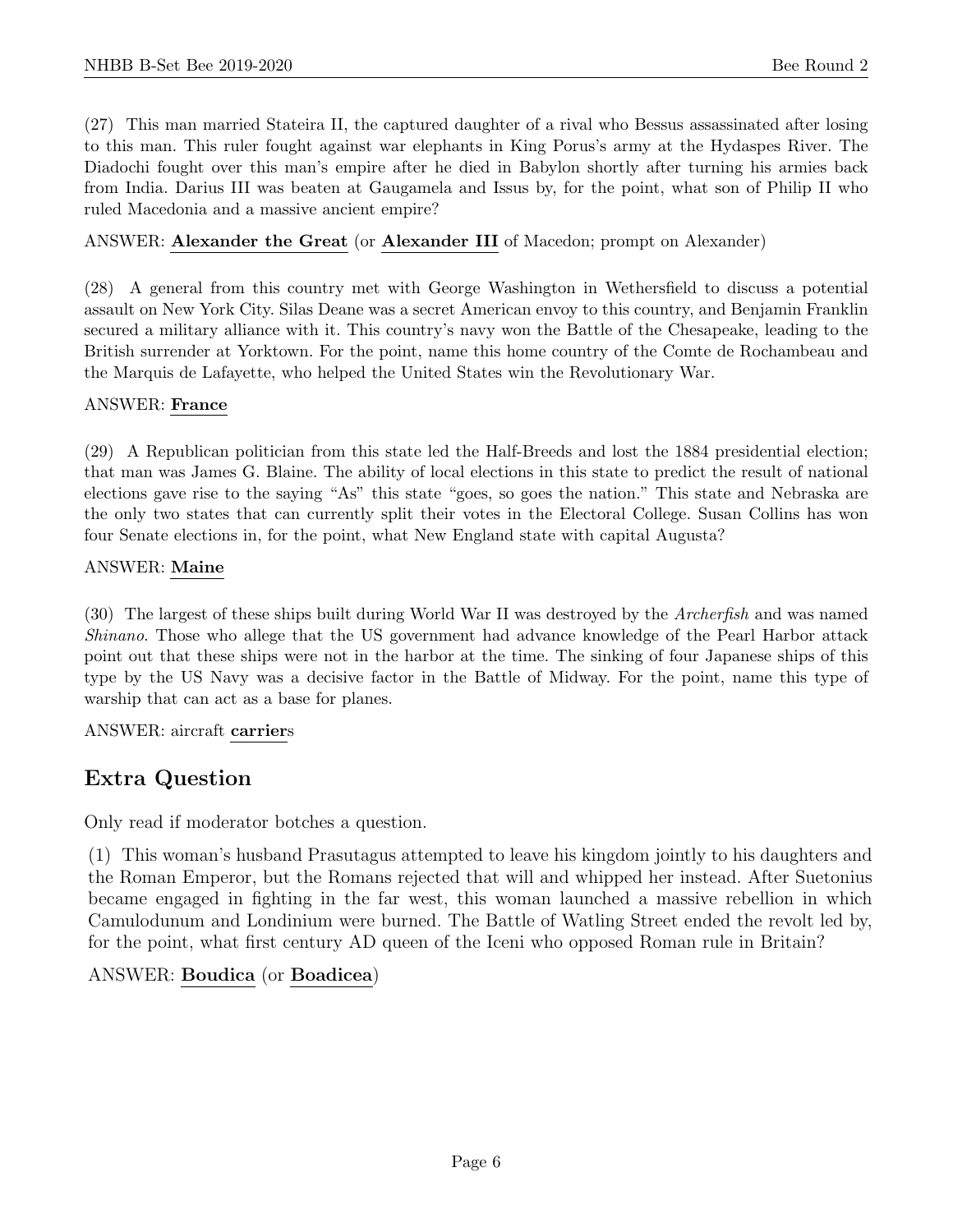(27) This man married Stateira II, the captured daughter of a rival who Bessus assassinated after losing to this man. This ruler fought against war elephants in King Porus's army at the Hydaspes River. The Diadochi fought over this man's empire after he died in Babylon shortly after turning his armies back from India. Darius III was beaten at Gaugamela and Issus by, for the point, what son of Philip II who ruled Macedonia and a massive ancient empire?

ANSWER: **Alexander the Great** (or **Alexander III** of Macedon; prompt on Alexander)

(28) A general from this country met with George Washington in Wethersfield to discuss a potential assault on New York City. Silas Deane was a secret American envoy to this country, and Benjamin Franklin secured a military alliance with it. This country's navy won the Battle of the Chesapeake, leading to the British surrender at Yorktown. For the point, name this home country of the Comte de Rochambeau and the Marquis de Lafayette, who helped the United States win the Revolutionary War.

ANSWER: **France**

(29) A Republican politician from this state led the Half-Breeds and lost the 1884 presidential election; that man was James G. Blaine. The ability of local elections in this state to predict the result of national elections gave rise to the saying "As" this state "goes, so goes the nation." This state and Nebraska are the only two states that can currently split their votes in the Electoral College. Susan Collins has won four Senate elections in, for the point, what New England state with capital Augusta?

ANSWER: **Maine**

(30) The largest of these ships built during World War II was destroyed by the *Archerfish* and was named *Shinano*. Those who allege that the US government had advance knowledge of the Pearl Harbor attack point out that these ships were not in the harbor at the time. The sinking of four Japanese ships of this type by the US Navy was a decisive factor in the Battle of Midway. For the point, name this type of warship that can act as a base for planes.

ANSWER: aircraft **carrier**s

## Extra Question

Only read if moderator botches a question.

(1) This woman's husband Prasutagus attempted to leave his kingdom jointly to his daughters and the Roman Emperor, but the Romans rejected that will and whipped her instead. After Suetonius became engaged in fighting in the far west, this woman launched a massive rebellion in which Camulodunum and Londinium were burned. The Battle of Watling Street ended the revolt led by, for the point, what first century AD queen of the Iceni who opposed Roman rule in Britain?

ANSWER: **Boudica** (or **Boadicea**)